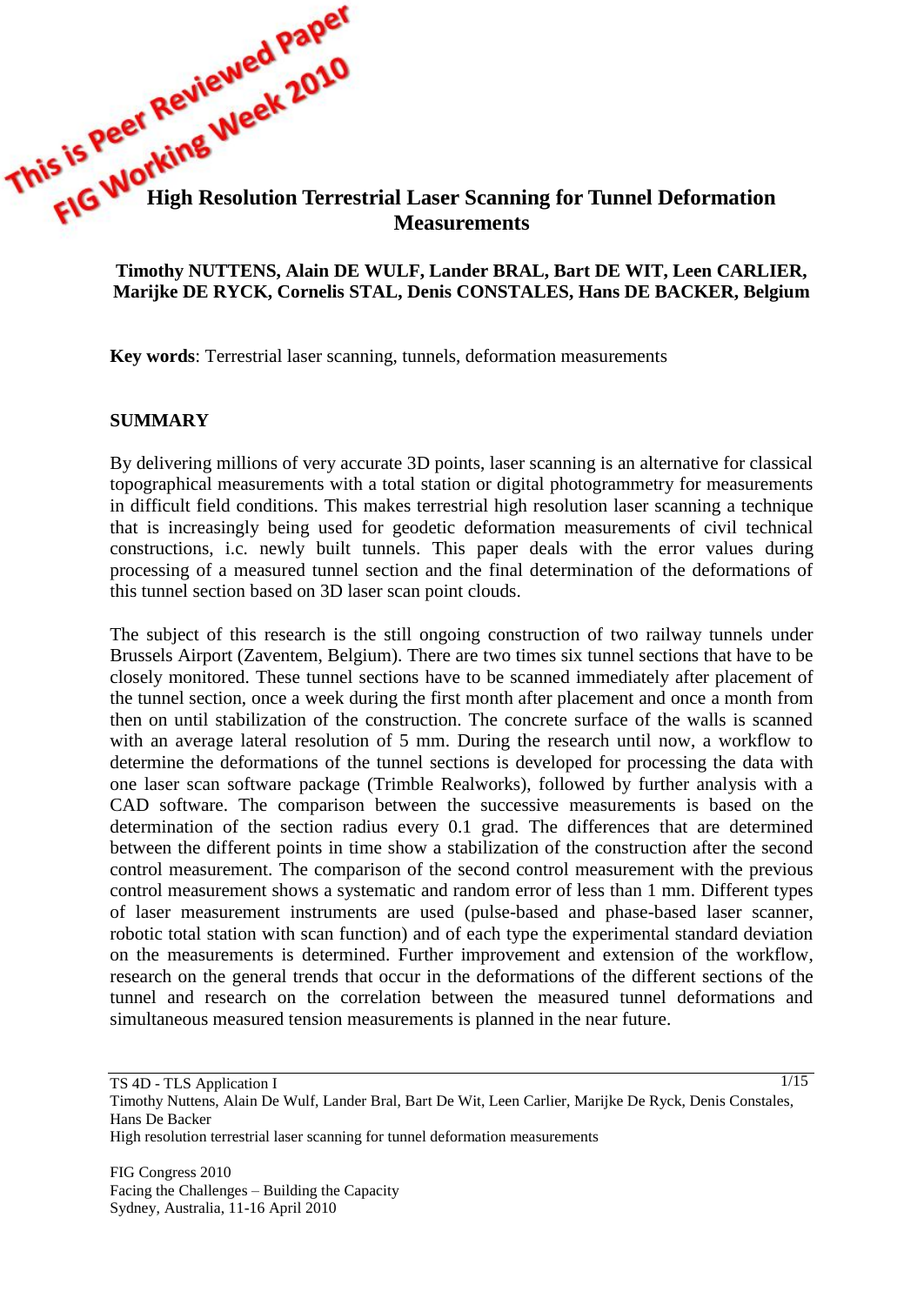This is Peer Reviewed Paper
FIG Working Week 2010

# High Resolution Terrestrial Laser Scanning for Tunnel Deformation Measurements

**Timothy NUTTENS, Alain DE WULF, Lander BRAL, Bart DE WIT, Leen CARLIER, Marijke DE RYCK, Cornelis STAL, Denis CONSTALES, Hans DE BACKER, Belgium**

**Key words**: Terrestrial laser scanning, tunnels, deformation measurements

## SUMMARY

By delivering millions of very accurate 3D points, laser scanning is an alternative for classical topographical measurements with a total station or digital photogrammetry for measurements in difficult field conditions. This makes terrestrial high resolution laser scanning a technique that is increasingly being used for geodetic deformation measurements of civil technical constructions, i.c. newly built tunnels. This paper deals with the error values during processing of a measured tunnel section and the final determination of the deformations of this tunnel section based on 3D laser scan point clouds.

The subject of this research is the still ongoing construction of two railway tunnels under Brussels Airport (Zaventem, Belgium). There are two times six tunnel sections that have to be closely monitored. These tunnel sections have to be scanned immediately after placement of the tunnel section, once a week during the first month after placement and once a month from then on until stabilization of the construction. The concrete surface of the walls is scanned with an average lateral resolution of 5 mm. During the research until now, a workflow to determine the deformations of the tunnel sections is developed for processing the data with one laser scan software package (Trimble Realworks), followed by further analysis with a CAD software. The comparison between the successive measurements is based on the determination of the section radius every 0.1 grad. The differences that are determined between the different points in time show a stabilization of the construction after the second control measurement. The comparison of the second control measurement with the previous control measurement shows a systematic and random error of less than 1 mm. Different types of laser measurement instruments are used (pulse-based and phase-based laser scanner, robotic total station with scan function) and of each type the experimental standard deviation on the measurements is determined. Further improvement and extension of the workflow, research on the general trends that occur in the deformations of the different sections of the tunnel and research on the correlation between the measured tunnel deformations and simultaneous measured tension measurements is planned in the near future.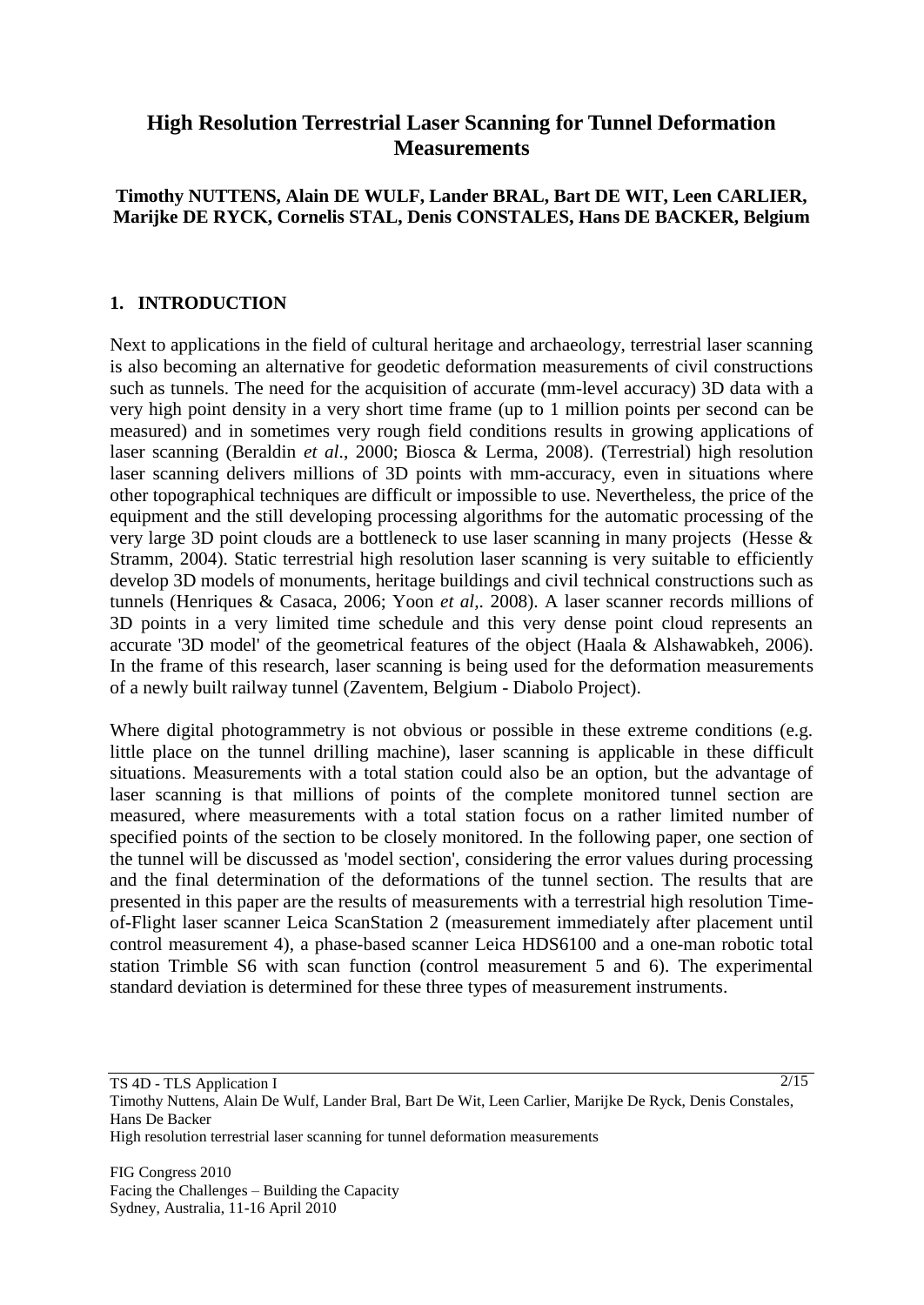# High Resolution Terrestrial Laser Scanning for Tunnel Deformation Measurements

**Timothy NUTTENS, Alain DE WULF, Lander BRAL, Bart DE WIT, Leen CARLIER, Marijke DE RYCK, Cornelis STAL, Denis CONSTALES, Hans DE BACKER, Belgium**

## 1. INTRODUCTION

Next to applications in the field of cultural heritage and archaeology, terrestrial laser scanning is also becoming an alternative for geodetic deformation measurements of civil constructions such as tunnels. The need for the acquisition of accurate (mm-level accuracy) 3D data with a very high point density in a very short time frame (up to 1 million points per second can be measured) and in sometimes very rough field conditions results in growing applications of laser scanning (Beraldin *et al*., 2000; Biosca & Lerma, 2008). (Terrestrial) high resolution laser scanning delivers millions of 3D points with mm-accuracy, even in situations where other topographical techniques are difficult or impossible to use. Nevertheless, the price of the equipment and the still developing processing algorithms for the automatic processing of the very large 3D point clouds are a bottleneck to use laser scanning in many projects (Hesse & Stramm, 2004). Static terrestrial high resolution laser scanning is very suitable to efficiently develop 3D models of monuments, heritage buildings and civil technical constructions such as tunnels (Henriques & Casaca, 2006; Yoon *et al*,. 2008). A laser scanner records millions of 3D points in a very limited time schedule and this very dense point cloud represents an accurate '3D model' of the geometrical features of the object (Haala & Alshawabkeh, 2006). In the frame of this research, laser scanning is being used for the deformation measurements of a newly built railway tunnel (Zaventem, Belgium - Diabolo Project).

Where digital photogrammetry is not obvious or possible in these extreme conditions (e.g. little place on the tunnel drilling machine), laser scanning is applicable in these difficult situations. Measurements with a total station could also be an option, but the advantage of laser scanning is that millions of points of the complete monitored tunnel section are measured, where measurements with a total station focus on a rather limited number of specified points of the section to be closely monitored. In the following paper, one section of the tunnel will be discussed as 'model section', considering the error values during processing and the final determination of the deformations of the tunnel section. The results that are presented in this paper are the results of measurements with a terrestrial high resolution Time-of-Flight laser scanner Leica ScanStation 2 (measurement immediately after placement until control measurement 4), a phase-based scanner Leica HDS6100 and a one-man robotic total station Trimble S6 with scan function (control measurement 5 and 6). The experimental standard deviation is determined for these three types of measurement instruments.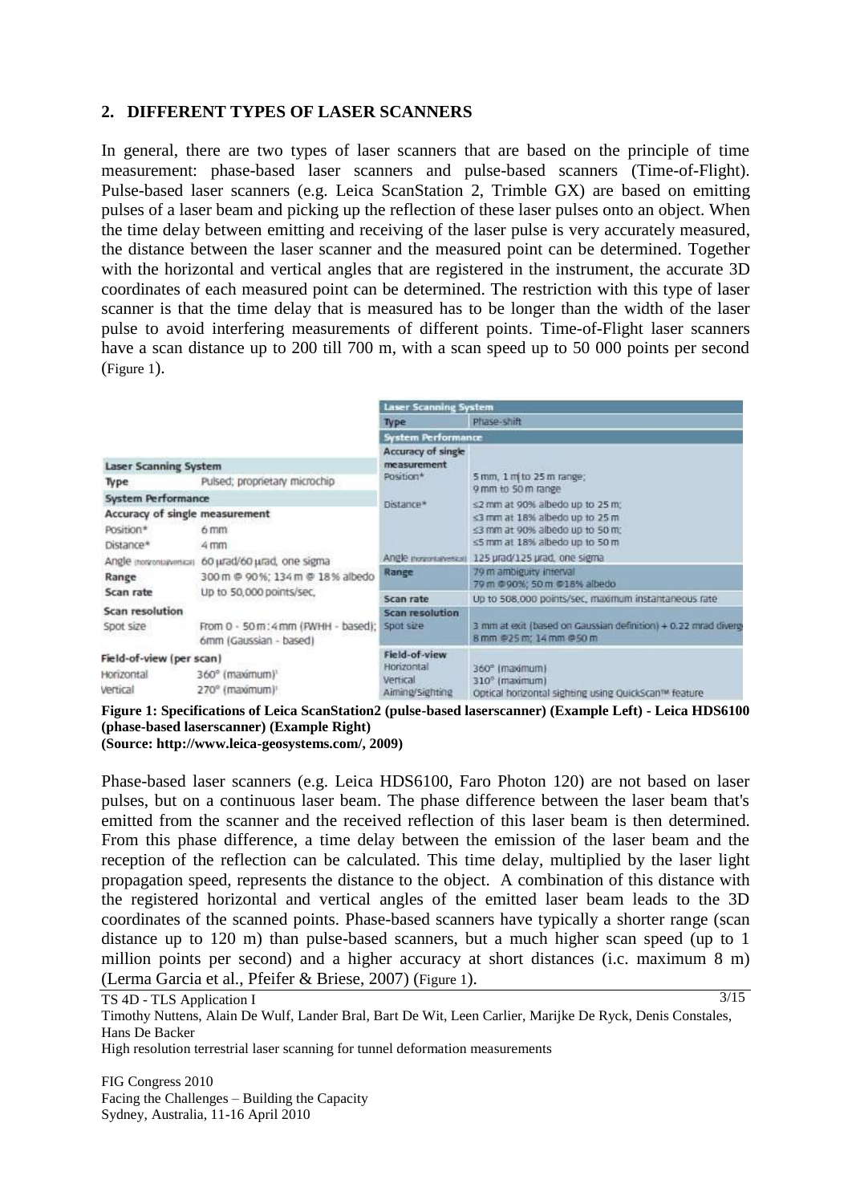## 2. DIFFERENT TYPES OF LASER SCANNERS

In general, there are two types of laser scanners that are based on the principle of time measurement: phase-based laser scanners and pulse-based scanners (Time-of-Flight). Pulse-based laser scanners (e.g. Leica ScanStation 2, Trimble GX) are based on emitting pulses of a laser beam and picking up the reflection of these laser pulses onto an object. When the time delay between emitting and receiving of the laser pulse is very accurately measured, the distance between the laser scanner and the measured point can be determined. Together with the horizontal and vertical angles that are registered in the instrument, the accurate 3D coordinates of each measured point can be determined. The restriction with this type of laser scanner is that the time delay that is measured has to be longer than the width of the laser pulse to avoid interfering measurements of different points. Time-of-Flight laser scanners have a scan distance up to 200 till 700 m, with a scan speed up to 50 000 points per second (Figure 1).

| Laser Scanning System | |
|---|---|
| Type | Pulsed; proprietary microchip |
| **System Performance** | |
| **Accuracy of single measurement** | |
| Position* | 6 mm |
| Distance* | 4 mm |
| Angle (horizontal/vertical) | 60 μrad/60 μrad, one sigma |
| Range | 300 m @ 90%; 134 m @ 18% albedo |
| Scan rate | Up to 50,000 points/sec, |
| **Scan resolution** | |
| Spot size | From 0 - 50 m: 4 mm (FWHH - based); 6mm (Gaussian - based) |
| **Field-of-view (per scan)** | |
| Horizontal | 360° (maximum)[1] |
| Vertical | 270° (maximum)[1] |

| Laser Scanning System | |
|---|---|
| Type | Phase-shift |
| **System Performance** | |
| **Accuracy of single measurement** | |
| Position* | 5 mm, 1 m to 25 m range; 9 mm to 50 m range |
| Distance* | ≤2 mm at 90% albedo up to 25 m; ≤3 mm at 18% albedo up to 25 m; ≤3 mm at 90% albedo up to 50 m; ≤5 mm at 18% albedo up to 50 m |
| Angle (horizontal/vertical) | 125 μrad/125 μrad, one sigma |
| Range | 79 m ambiguity interval; 79 m @90%; 50 m @18% albedo |
| Scan rate | Up to 508,000 points/sec, maximum instantaneous rate |
| **Scan resolution** | |
| Spot size | 3 mm at exit (based on Gaussian definition) + 0.22 mrad divergence; 8 mm @25 m; 14 mm @50 m |
| **Field-of-view** | |
| Horizontal | 360° (maximum) |
| Vertical | 310° (maximum) |
| Aiming/Sighting | Optical horizontal sighting using QuickScan™ feature |

**Figure 1: Specifications of Leica ScanStation2 (pulse-based laserscanner) (Example Left) - Leica HDS6100 (phase-based laserscanner) (Example Right)**
**(Source: http://www.leica-geosystems.com/, 2009)**

Phase-based laser scanners (e.g. Leica HDS6100, Faro Photon 120) are not based on laser pulses, but on a continuous laser beam. The phase difference between the laser beam that's emitted from the scanner and the received reflection of this laser beam is then determined. From this phase difference, a time delay between the emission of the laser beam and the reception of the reflection can be calculated. This time delay, multiplied by the laser light propagation speed, represents the distance to the object. A combination of this distance with the registered horizontal and vertical angles of the emitted laser beam leads to the 3D coordinates of the scanned points. Phase-based scanners have typically a shorter range (scan distance up to 120 m) than pulse-based scanners, but a much higher scan speed (up to 1 million points per second) and a higher accuracy at short distances (i.e. maximum 8 m) (Lerma Garcia et al., Pfeifer & Briese, 2007) (Figure 1).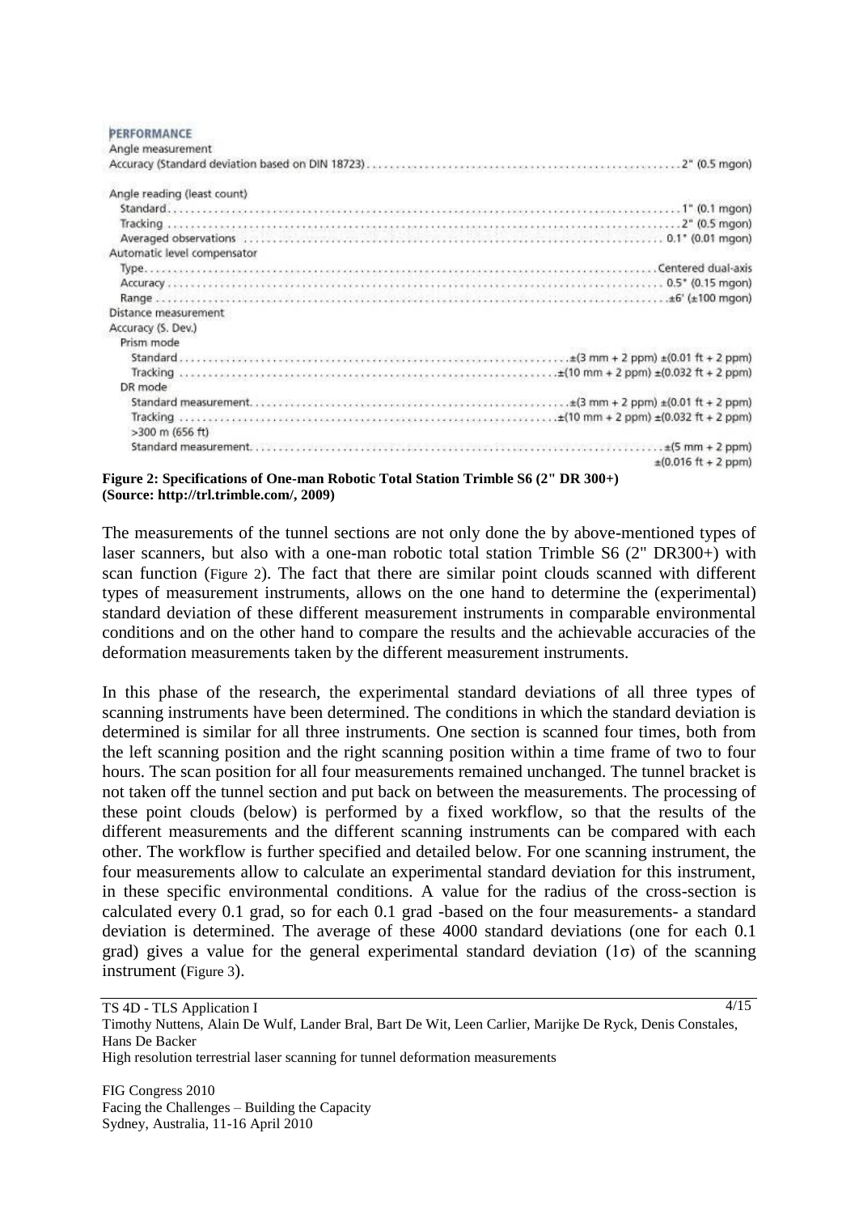**PERFORMANCE**

| Specification | Value |
| --- | --- |
| **Angle measurement** | |
| Accuracy (Standard deviation based on DIN 18723) | 2" (0.5 mgon) |
| **Angle reading (least count)** | |
| Standard | 1" (0.1 mgon) |
| Tracking | 2" (0.5 mgon) |
| Averaged observations | 0.1" (0.01 mgon) |
| **Automatic level compensator** | |
| Type | Centered dual-axis |
| Accuracy | 0.5" (0.15 mgon) |
| Range | ±6' (±100 mgon) |
| **Distance measurement** | |
| Accuracy (S. Dev.) | |
| Prism mode | |
| Standard | ±(3 mm + 2 ppm) ±(0.01 ft + 2 ppm) |
| Tracking | ±(10 mm + 2 ppm) ±(0.032 ft + 2 ppm) |
| DR mode | |
| Standard measurement | ±(3 mm + 2 ppm) ±(0.01 ft + 2 ppm) |
| Tracking | ±(10 mm + 2 ppm) ±(0.032 ft + 2 ppm) |
| >300 m (656 ft) | |
| Standard measurement | ±(5 mm + 2 ppm) ±(0.016 ft + 2 ppm) |

**Figure 2: Specifications of One-man Robotic Total Station Trimble S6 (2" DR 300+) (Source: http://trl.trimble.com/, 2009)**

The measurements of the tunnel sections are not only done the by above-mentioned types of laser scanners, but also with a one-man robotic total station Trimble S6 (2" DR300+) with scan function (Figure 2). The fact that there are similar point clouds scanned with different types of measurement instruments, allows on the one hand to determine the (experimental) standard deviation of these different measurement instruments in comparable environmental conditions and on the other hand to compare the results and the achievable accuracies of the deformation measurements taken by the different measurement instruments.

In this phase of the research, the experimental standard deviations of all three types of scanning instruments have been determined. The conditions in which the standard deviation is determined is similar for all three instruments. One section is scanned four times, both from the left scanning position and the right scanning position within a time frame of two to four hours. The scan position for all four measurements remained unchanged. The tunnel bracket is not taken off the tunnel section and put back on between the measurements. The processing of these point clouds (below) is performed by a fixed workflow, so that the results of the different measurements and the different scanning instruments can be compared with each other. The workflow is further specified and detailed below. For one scanning instrument, the four measurements allow to calculate an experimental standard deviation for this instrument, in these specific environmental conditions. A value for the radius of the cross-section is calculated every 0.1 grad, so for each 0.1 grad -based on the four measurements- a standard deviation is determined. The average of these 4000 standard deviations (one for each 0.1 grad) gives a value for the general experimental standard deviation ($1\sigma$) of the scanning instrument (Figure 3).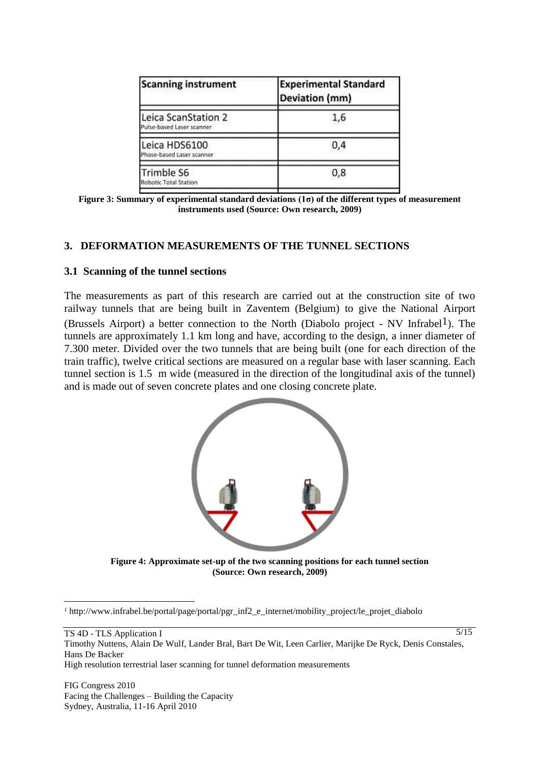| Scanning instrument | Experimental Standard Deviation (mm) |
| --- | --- |
| Leica ScanStation 2 Pulse-based Laser scanner | 1,6 |
| Leica HDS6100 Phase-based Laser scanner | 0,4 |
| Trimble S6 Robotic Total Station | 0,8 |

**Figure 3: Summary of experimental standard deviations (1σ) of the different types of measurement instruments used (Source: Own research, 2009)**

## 3. DEFORMATION MEASUREMENTS OF THE TUNNEL SECTIONS

### 3.1 Scanning of the tunnel sections

The measurements as part of this research are carried out at the construction site of two railway tunnels that are being built in Zaventem (Belgium) to give the National Airport (Brussels Airport) a better connection to the North (Diabolo project - NV Infrabel[1]). The tunnels are approximately 1.1 km long and have, according to the design, a inner diameter of 7.300 meter. Divided over the two tunnels that are being built (one for each direction of the train traffic), twelve critical sections are measured on a regular base with laser scanning. Each tunnel section is 1.5 m wide (measured in the direction of the longitudinal axis of the tunnel) and is made out of seven concrete plates and one closing concrete plate.

**Figure 4: Approximate set-up of the two scanning positions for each tunnel section (Source: Own research, 2009)**

[1] http://www.infrabel.be/portal/page/portal/pgr_inf2_e_internet/mobility_project/le_projet_diabolo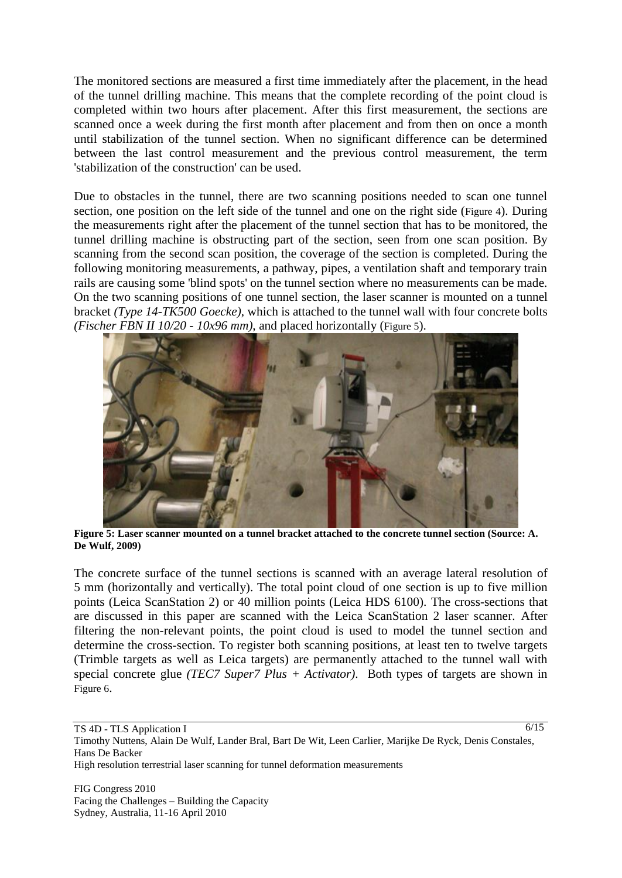The monitored sections are measured a first time immediately after the placement, in the head of the tunnel drilling machine. This means that the complete recording of the point cloud is completed within two hours after placement. After this first measurement, the sections are scanned once a week during the first month after placement and from then on once a month until stabilization of the tunnel section. When no significant difference can be determined between the last control measurement and the previous control measurement, the term 'stabilization of the construction' can be used.

Due to obstacles in the tunnel, there are two scanning positions needed to scan one tunnel section, one position on the left side of the tunnel and one on the right side (Figure 4). During the measurements right after the placement of the tunnel section that has to be monitored, the tunnel drilling machine is obstructing part of the section, seen from one scan position. By scanning from the second scan position, the coverage of the section is completed. During the following monitoring measurements, a pathway, pipes, a ventilation shaft and temporary train rails are causing some 'blind spots' on the tunnel section where no measurements can be made. On the two scanning positions of one tunnel section, the laser scanner is mounted on a tunnel bracket *(Type 14-TK500 Goecke)*, which is attached to the tunnel wall with four concrete bolts *(Fischer FBN II 10/20 - 10x96 mm)*, and placed horizontally (Figure 5).

**Figure 5: Laser scanner mounted on a tunnel bracket attached to the concrete tunnel section (Source: A. De Wulf, 2009)**

The concrete surface of the tunnel sections is scanned with an average lateral resolution of 5 mm (horizontally and vertically). The total point cloud of one section is up to five million points (Leica ScanStation 2) or 40 million points (Leica HDS 6100). The cross-sections that are discussed in this paper are scanned with the Leica ScanStation 2 laser scanner. After filtering the non-relevant points, the point cloud is used to model the tunnel section and determine the cross-section. To register both scanning positions, at least ten to twelve targets (Trimble targets as well as Leica targets) are permanently attached to the tunnel wall with special concrete glue *(TEC7 Super7 Plus + Activator)*. Both types of targets are shown in Figure 6.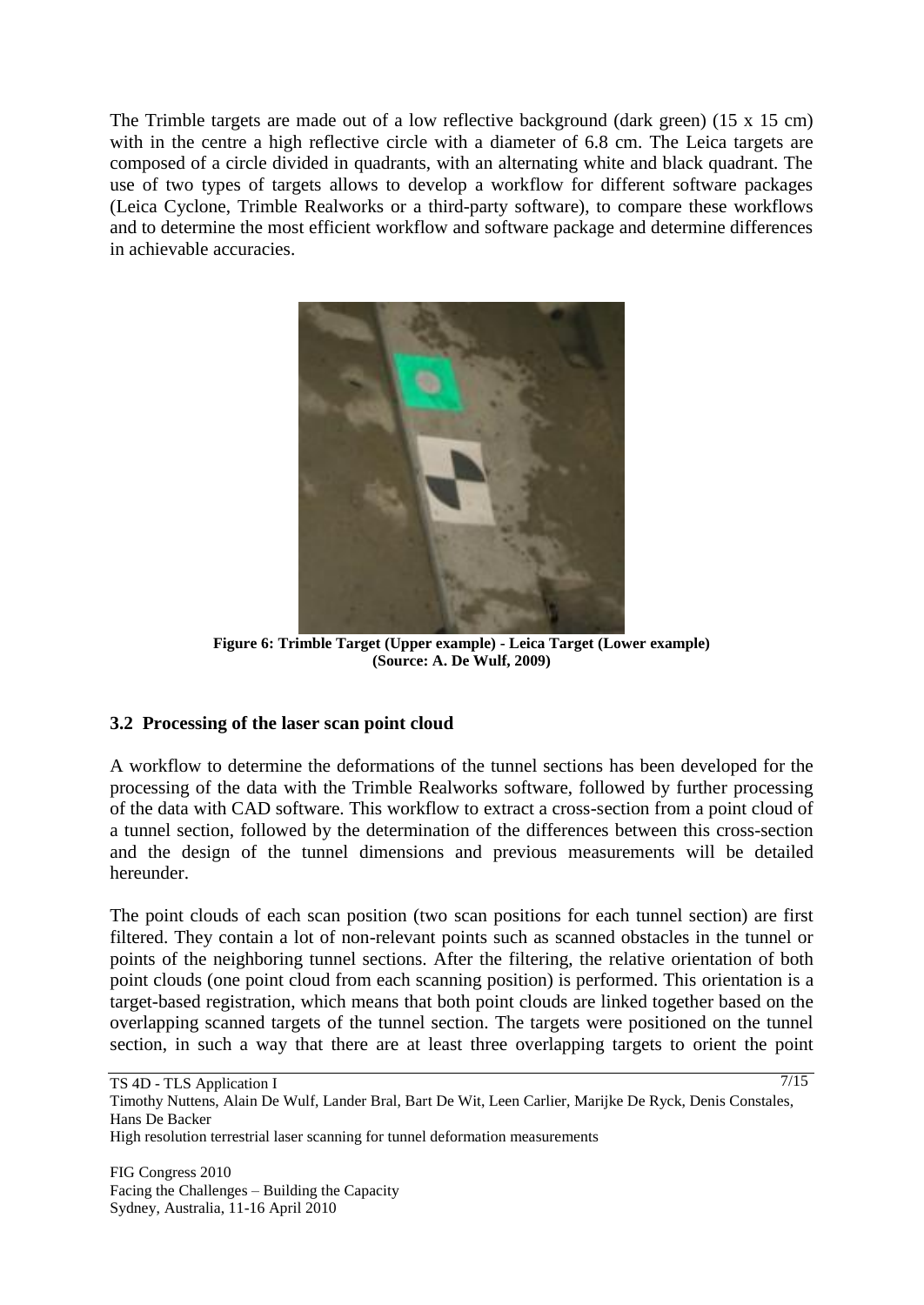The Trimble targets are made out of a low reflective background (dark green) (15 x 15 cm) with in the centre a high reflective circle with a diameter of 6.8 cm. The Leica targets are composed of a circle divided in quadrants, with an alternating white and black quadrant. The use of two types of targets allows to develop a workflow for different software packages (Leica Cyclone, Trimble Realworks or a third-party software), to compare these workflows and to determine the most efficient workflow and software package and determine differences in achievable accuracies.

**Figure 6: Trimble Target (Upper example) - Leica Target (Lower example) (Source: A. De Wulf, 2009)**

## 3.2 Processing of the laser scan point cloud

A workflow to determine the deformations of the tunnel sections has been developed for the processing of the data with the Trimble Realworks software, followed by further processing of the data with CAD software. This workflow to extract a cross-section from a point cloud of a tunnel section, followed by the determination of the differences between this cross-section and the design of the tunnel dimensions and previous measurements will be detailed hereunder.

The point clouds of each scan position (two scan positions for each tunnel section) are first filtered. They contain a lot of non-relevant points such as scanned obstacles in the tunnel or points of the neighboring tunnel sections. After the filtering, the relative orientation of both point clouds (one point cloud from each scanning position) is performed. This orientation is a target-based registration, which means that both point clouds are linked together based on the overlapping scanned targets of the tunnel section. The targets were positioned on the tunnel section, in such a way that there are at least three overlapping targets to orient the point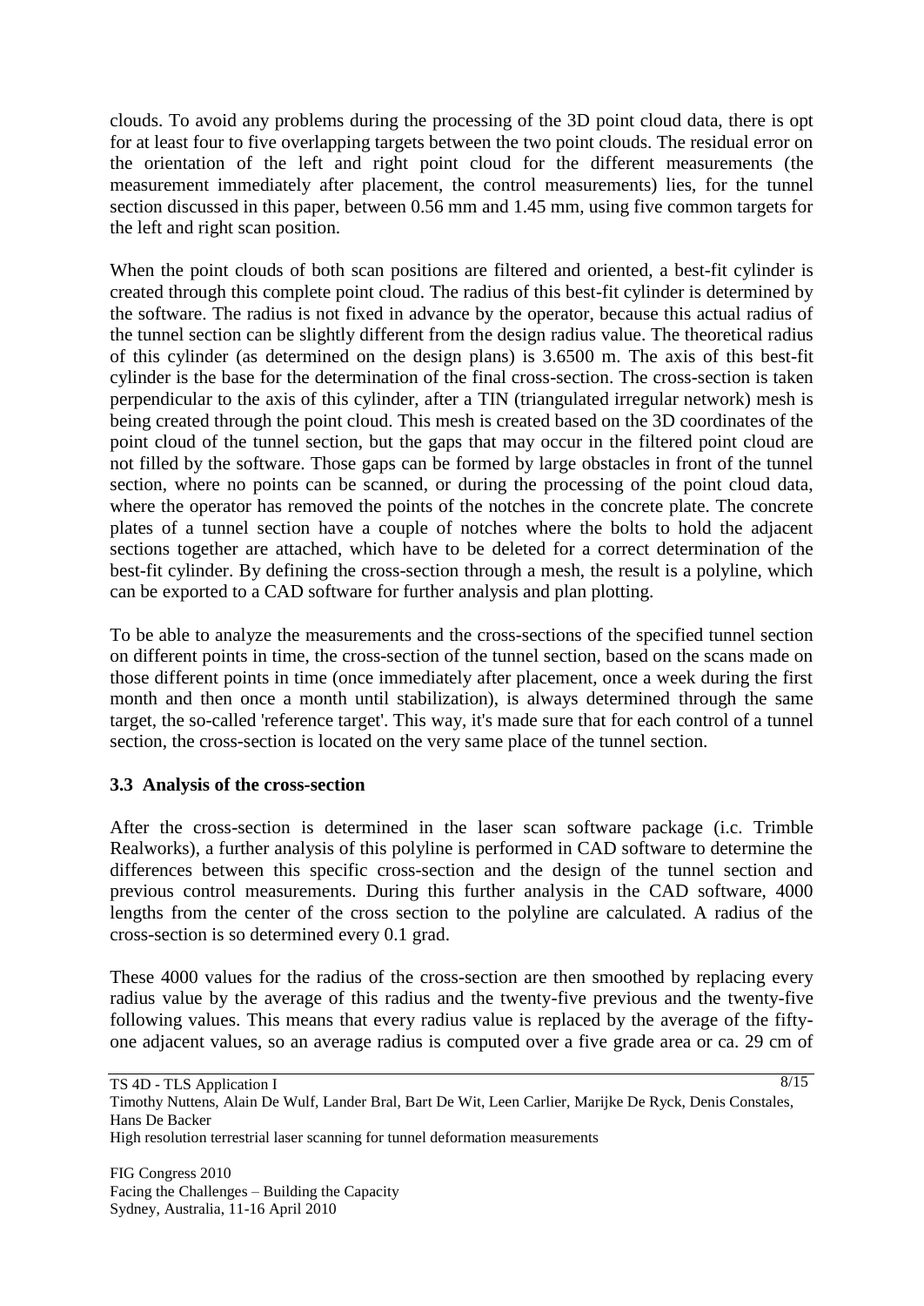clouds. To avoid any problems during the processing of the 3D point cloud data, there is opt for at least four to five overlapping targets between the two point clouds. The residual error on the orientation of the left and right point cloud for the different measurements (the measurement immediately after placement, the control measurements) lies, for the tunnel section discussed in this paper, between 0.56 mm and 1.45 mm, using five common targets for the left and right scan position.

When the point clouds of both scan positions are filtered and oriented, a best-fit cylinder is created through this complete point cloud. The radius of this best-fit cylinder is determined by the software. The radius is not fixed in advance by the operator, because this actual radius of the tunnel section can be slightly different from the design radius value. The theoretical radius of this cylinder (as determined on the design plans) is 3.6500 m. The axis of this best-fit cylinder is the base for the determination of the final cross-section. The cross-section is taken perpendicular to the axis of this cylinder, after a TIN (triangulated irregular network) mesh is being created through the point cloud. This mesh is created based on the 3D coordinates of the point cloud of the tunnel section, but the gaps that may occur in the filtered point cloud are not filled by the software. Those gaps can be formed by large obstacles in front of the tunnel section, where no points can be scanned, or during the processing of the point cloud data, where the operator has removed the points of the notches in the concrete plate. The concrete plates of a tunnel section have a couple of notches where the bolts to hold the adjacent sections together are attached, which have to be deleted for a correct determination of the best-fit cylinder. By defining the cross-section through a mesh, the result is a polyline, which can be exported to a CAD software for further analysis and plan plotting.

To be able to analyze the measurements and the cross-sections of the specified tunnel section on different points in time, the cross-section of the tunnel section, based on the scans made on those different points in time (once immediately after placement, once a week during the first month and then once a month until stabilization), is always determined through the same target, the so-called 'reference target'. This way, it's made sure that for each control of a tunnel section, the cross-section is located on the very same place of the tunnel section.

### 3.3 Analysis of the cross-section

After the cross-section is determined in the laser scan software package (i.c. Trimble Realworks), a further analysis of this polyline is performed in CAD software to determine the differences between this specific cross-section and the design of the tunnel section and previous control measurements. During this further analysis in the CAD software, 4000 lengths from the center of the cross section to the polyline are calculated. A radius of the cross-section is so determined every 0.1 grad.

These 4000 values for the radius of the cross-section are then smoothed by replacing every radius value by the average of this radius and the twenty-five previous and the twenty-five following values. This means that every radius value is replaced by the average of the fifty-one adjacent values, so an average radius is computed over a five grade area or ca. 29 cm of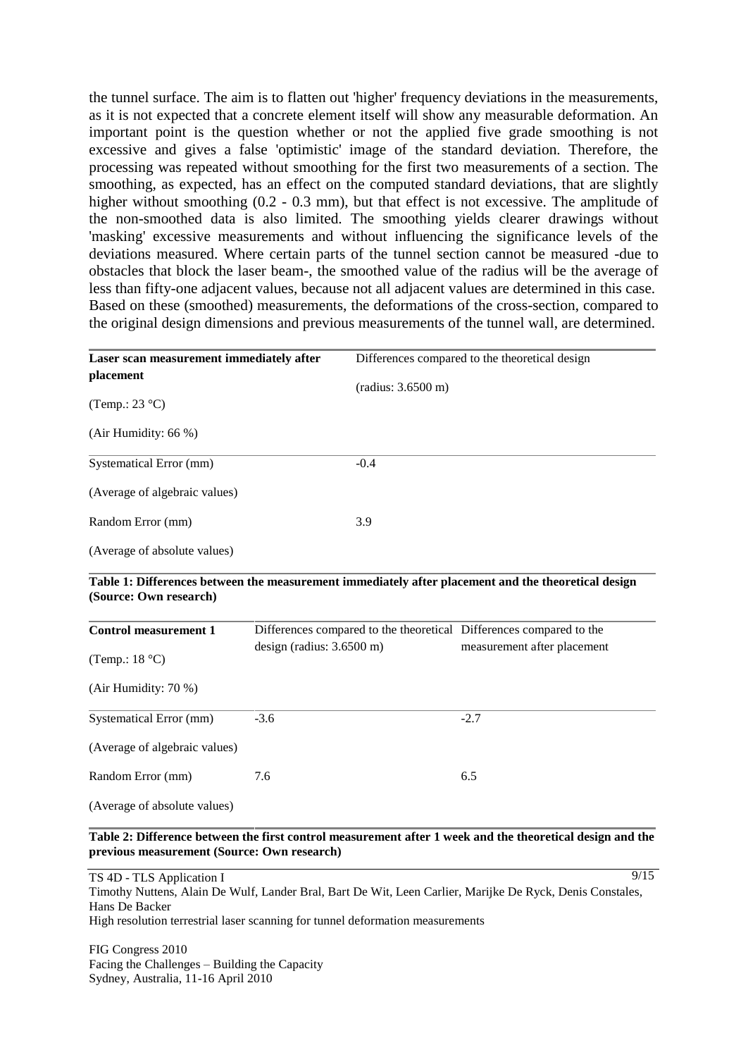the tunnel surface. The aim is to flatten out 'higher' frequency deviations in the measurements, as it is not expected that a concrete element itself will show any measurable deformation. An important point is the question whether or not the applied five grade smoothing is not excessive and gives a false 'optimistic' image of the standard deviation. Therefore, the processing was repeated without smoothing for the first two measurements of a section. The smoothing, as expected, has an effect on the computed standard deviations, that are slightly higher without smoothing (0.2 - 0.3 mm), but that effect is not excessive. The amplitude of the non-smoothed data is also limited. The smoothing yields clearer drawings without 'masking' excessive measurements and without influencing the significance levels of the deviations measured. Where certain parts of the tunnel section cannot be measured -due to obstacles that block the laser beam-, the smoothed value of the radius will be the average of less than fifty-one adjacent values, because not all adjacent values are determined in this case. Based on these (smoothed) measurements, the deformations of the cross-section, compared to the original design dimensions and previous measurements of the tunnel wall, are determined.

| **Laser scan measurement immediately after placement** (Temp.: 23 °C) (Air Humidity: 66 %) | Differences compared to the theoretical design (radius: 3.6500 m) |
|---|---|
| Systematical Error (mm) (Average of algebraic values) | -0.4 |
| Random Error (mm) (Average of absolute values) | 3.9 |

**Table 1: Differences between the measurement immediately after placement and the theoretical design (Source: Own research)**

| **Control measurement 1** (Temp.: 18 °C) (Air Humidity: 70 %) | Differences compared to the theoretical design (radius: 3.6500 m) | Differences compared to the measurement after placement |
|---|---|---|
| Systematical Error (mm) (Average of algebraic values) | -3.6 | -2.7 |
| Random Error (mm) (Average of absolute values) | 7.6 | 6.5 |

**Table 2: Difference between the first control measurement after 1 week and the theoretical design and the previous measurement (Source: Own research)**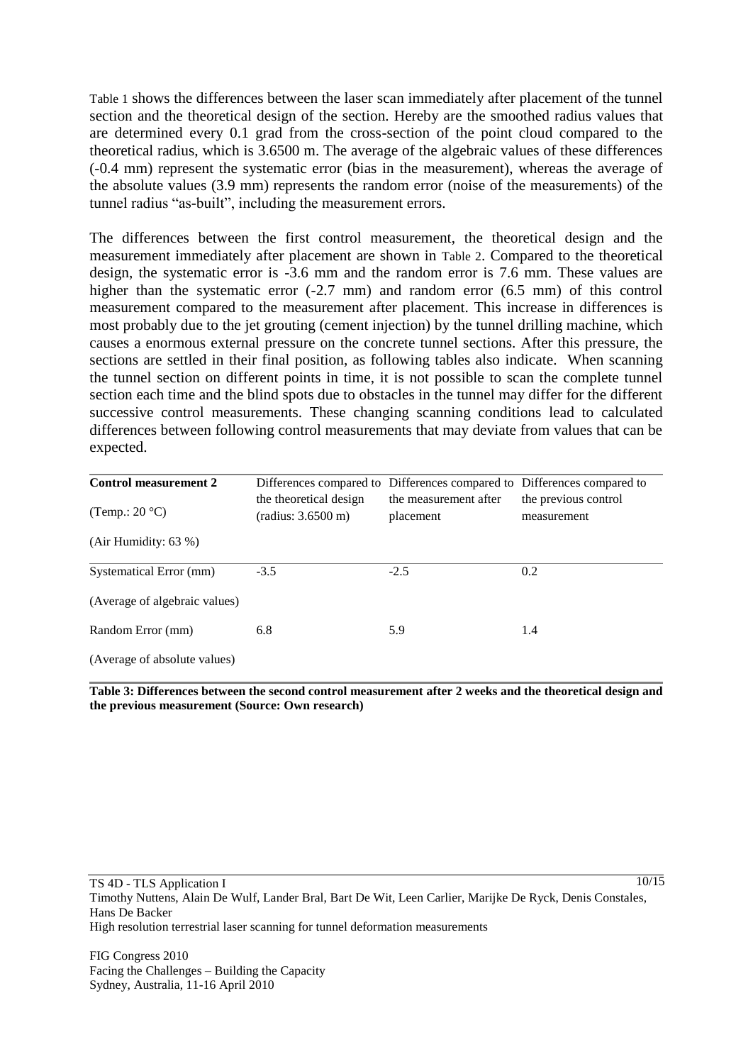Table 1 shows the differences between the laser scan immediately after placement of the tunnel section and the theoretical design of the section. Hereby are the smoothed radius values that are determined every 0.1 grad from the cross-section of the point cloud compared to the theoretical radius, which is 3.6500 m. The average of the algebraic values of these differences (-0.4 mm) represent the systematic error (bias in the measurement), whereas the average of the absolute values (3.9 mm) represents the random error (noise of the measurements) of the tunnel radius "as-built", including the measurement errors.

The differences between the first control measurement, the theoretical design and the measurement immediately after placement are shown in Table 2. Compared to the theoretical design, the systematic error is -3.6 mm and the random error is 7.6 mm. These values are higher than the systematic error (-2.7 mm) and random error (6.5 mm) of this control measurement compared to the measurement after placement. This increase in differences is most probably due to the jet grouting (cement injection) by the tunnel drilling machine, which causes a enormous external pressure on the concrete tunnel sections. After this pressure, the sections are settled in their final position, as following tables also indicate. When scanning the tunnel section on different points in time, it is not possible to scan the complete tunnel section each time and the blind spots due to obstacles in the tunnel may differ for the different successive control measurements. These changing scanning conditions lead to calculated differences between following control measurements that may deviate from values that can be expected.

| **Control measurement 2** (Temp.: 20 °C) (Air Humidity: 63 %) | Differences compared to the theoretical design (radius: 3.6500 m) | Differences compared to the measurement after placement | Differences compared to the previous control measurement |
|---|---|---|---|
| Systematical Error (mm) (Average of algebraic values) | -3.5 | -2.5 | 0.2 |
| Random Error (mm) (Average of absolute values) | 6.8 | 5.9 | 1.4 |

**Table 3: Differences between the second control measurement after 2 weeks and the theoretical design and the previous measurement (Source: Own research)**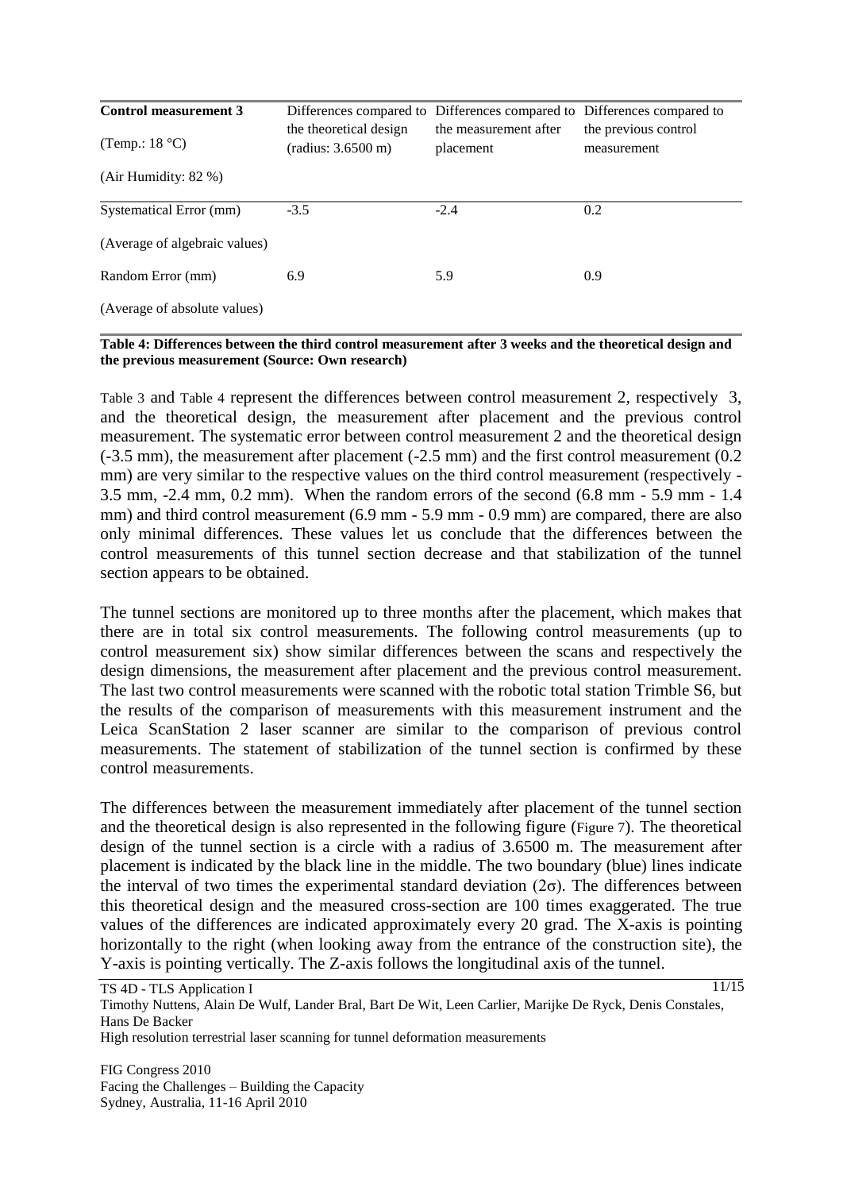| Control measurement 3<br><br>(Temp.: 18 °C)<br><br>(Air Humidity: 82 %) | Differences compared to the theoretical design (radius: 3.6500 m) | Differences compared to the measurement after placement | Differences compared to the previous control measurement |
|---|---|---|---|
| Systematical Error (mm)<br><br>(Average of algebraic values) | -3.5 | -2.4 | 0.2 |
| Random Error (mm)<br><br>(Average of absolute values) | 6.9 | 5.9 | 0.9 |

**Table 4: Differences between the third control measurement after 3 weeks and the theoretical design and the previous measurement (Source: Own research)**

Table 3 and Table 4 represent the differences between control measurement 2, respectively 3, and the theoretical design, the measurement after placement and the previous control measurement. The systematic error between control measurement 2 and the theoretical design (-3.5 mm), the measurement after placement (-2.5 mm) and the first control measurement (0.2 mm) are very similar to the respective values on the third control measurement (respectively -3.5 mm, -2.4 mm, 0.2 mm). When the random errors of the second (6.8 mm - 5.9 mm - 1.4 mm) and third control measurement (6.9 mm - 5.9 mm - 0.9 mm) are compared, there are also only minimal differences. These values let us conclude that the differences between the control measurements of this tunnel section decrease and that stabilization of the tunnel section appears to be obtained.

The tunnel sections are monitored up to three months after the placement, which makes that there are in total six control measurements. The following control measurements (up to control measurement six) show similar differences between the scans and respectively the design dimensions, the measurement after placement and the previous control measurement. The last two control measurements were scanned with the robotic total station Trimble S6, but the results of the comparison of measurements with this measurement instrument and the Leica ScanStation 2 laser scanner are similar to the comparison of previous control measurements. The statement of stabilization of the tunnel section is confirmed by these control measurements.

The differences between the measurement immediately after placement of the tunnel section and the theoretical design is also represented in the following figure (Figure 7). The theoretical design of the tunnel section is a circle with a radius of 3.6500 m. The measurement after placement is indicated by the black line in the middle. The two boundary (blue) lines indicate the interval of two times the experimental standard deviation ($2\sigma$). The differences between this theoretical design and the measured cross-section are 100 times exaggerated. The true values of the differences are indicated approximately every 20 grad. The X-axis is pointing horizontally to the right (when looking away from the entrance of the construction site), the Y-axis is pointing vertically. The Z-axis follows the longitudinal axis of the tunnel.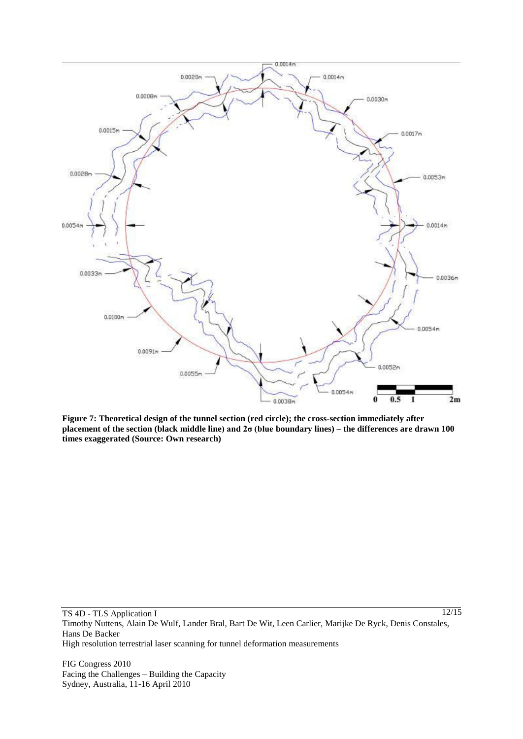**Figure 7: Theoretical design of the tunnel section (red circle); the cross-section immediately after placement of the section (black middle line) and 2σ (blue boundary lines) – the differences are drawn 100 times exaggerated (Source: Own research)**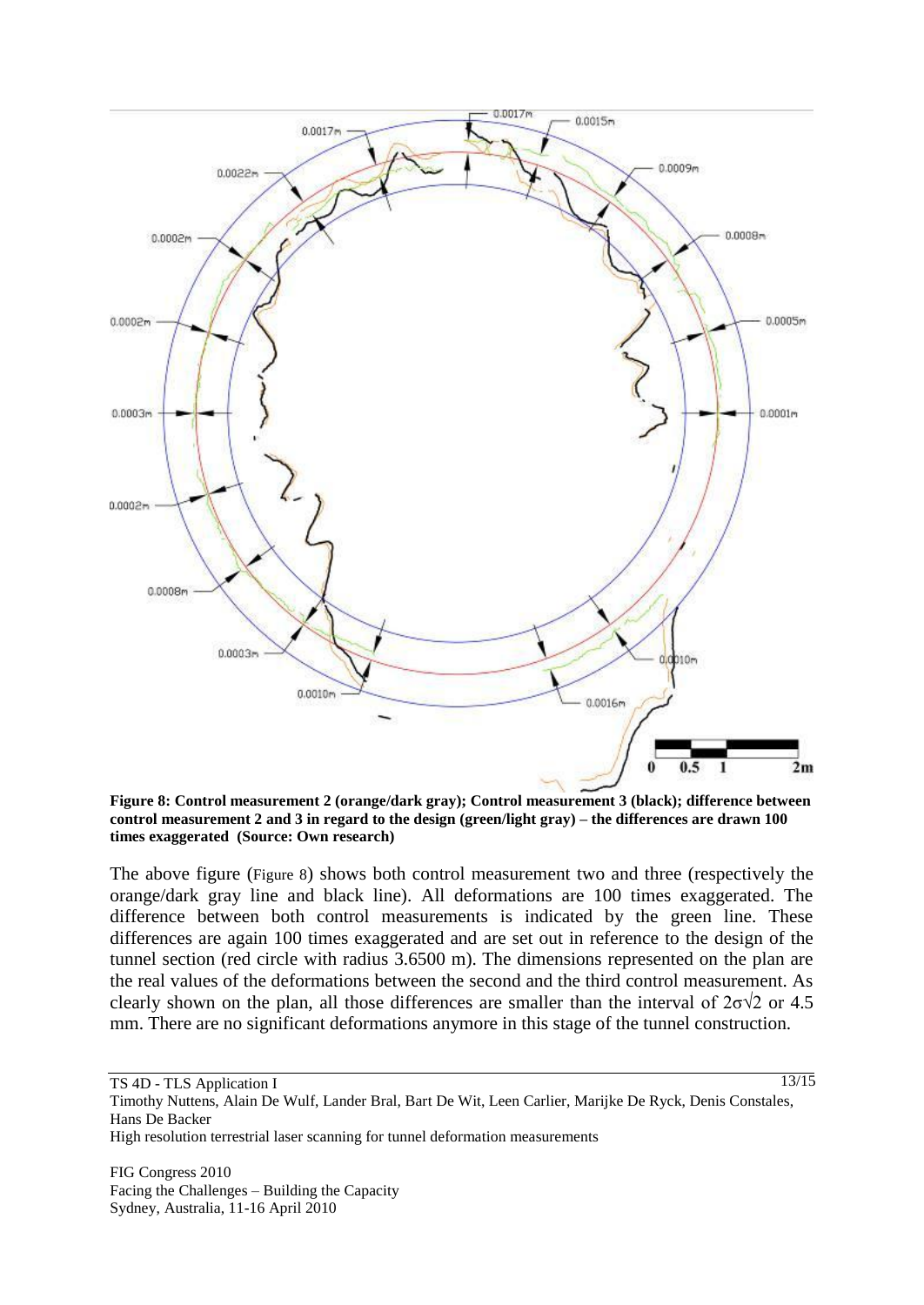**Figure 8: Control measurement 2 (orange/dark gray); Control measurement 3 (black); difference between control measurement 2 and 3 in regard to the design (green/light gray) – the differences are drawn 100 times exaggerated (Source: Own research)**

The above figure (Figure 8) shows both control measurement two and three (respectively the orange/dark gray line and black line). All deformations are 100 times exaggerated. The difference between both control measurements is indicated by the green line. These differences are again 100 times exaggerated and are set out in reference to the design of the tunnel section (red circle with radius 3.6500 m). The dimensions represented on the plan are the real values of the deformations between the second and the third control measurement. As clearly shown on the plan, all those differences are smaller than the interval of $2\sigma\sqrt{2}$ or 4.5 mm. There are no significant deformations anymore in this stage of the tunnel construction.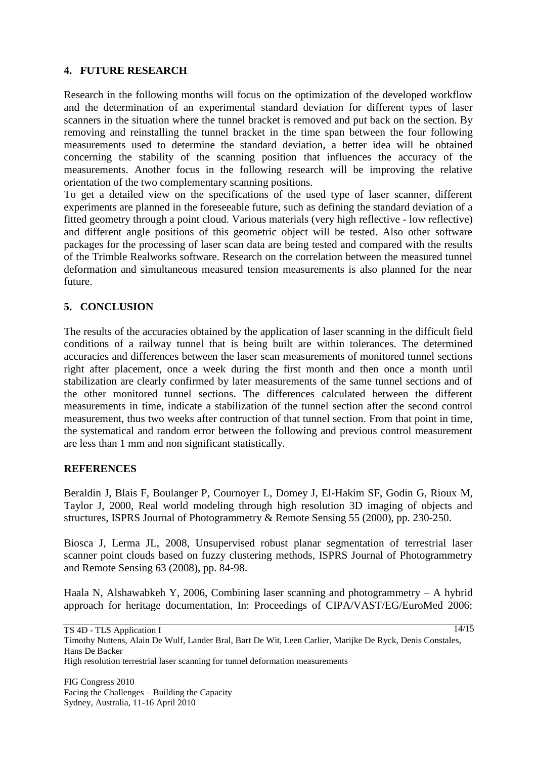## 4. FUTURE RESEARCH

Research in the following months will focus on the optimization of the developed workflow and the determination of an experimental standard deviation for different types of laser scanners in the situation where the tunnel bracket is removed and put back on the section. By removing and reinstalling the tunnel bracket in the time span between the four following measurements used to determine the standard deviation, a better idea will be obtained concerning the stability of the scanning position that influences the accuracy of the measurements. Another focus in the following research will be improving the relative orientation of the two complementary scanning positions.

To get a detailed view on the specifications of the used type of laser scanner, different experiments are planned in the foreseeable future, such as defining the standard deviation of a fitted geometry through a point cloud. Various materials (very high reflective - low reflective) and different angle positions of this geometric object will be tested. Also other software packages for the processing of laser scan data are being tested and compared with the results of the Trimble Realworks software. Research on the correlation between the measured tunnel deformation and simultaneous measured tension measurements is also planned for the near future.

## 5. CONCLUSION

The results of the accuracies obtained by the application of laser scanning in the difficult field conditions of a railway tunnel that is being built are within tolerances. The determined accuracies and differences between the laser scan measurements of monitored tunnel sections right after placement, once a week during the first month and then once a month until stabilization are clearly confirmed by later measurements of the same tunnel sections and of the other monitored tunnel sections. The differences calculated between the different measurements in time, indicate a stabilization of the tunnel section after the second control measurement, thus two weeks after contruction of that tunnel section. From that point in time, the systematical and random error between the following and previous control measurement are less than 1 mm and non significant statistically.

## REFERENCES

Beraldin J, Blais F, Boulanger P, Cournoyer L, Domey J, El-Hakim SF, Godin G, Rioux M, Taylor J, 2000, Real world modeling through high resolution 3D imaging of objects and structures, ISPRS Journal of Photogrammetry & Remote Sensing 55 (2000), pp. 230-250.

Biosca J, Lerma JL, 2008, Unsupervised robust planar segmentation of terrestrial laser scanner point clouds based on fuzzy clustering methods, ISPRS Journal of Photogrammetry and Remote Sensing 63 (2008), pp. 84-98.

Haala N, Alshawabkeh Y, 2006, Combining laser scanning and photogrammetry – A hybrid approach for heritage documentation, In: Proceedings of CIPA/VAST/EG/EuroMed 2006: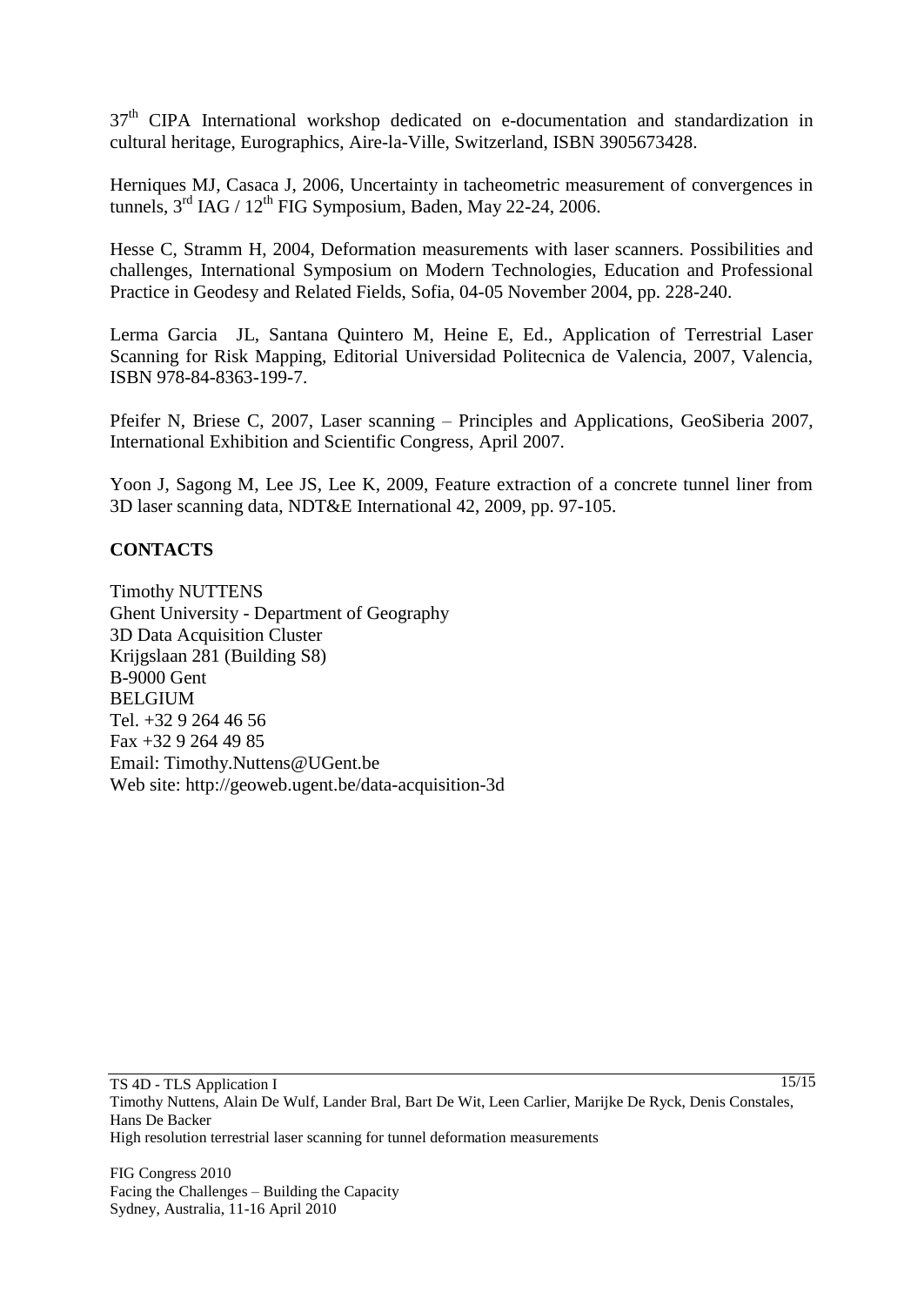37th CIPA International workshop dedicated on e-documentation and standardization in cultural heritage, Eurographics, Aire-la-Ville, Switzerland, ISBN 3905673428.

Herniques MJ, Casaca J, 2006, Uncertainty in tacheometric measurement of convergences in tunnels, 3rd IAG / 12th FIG Symposium, Baden, May 22-24, 2006.

Hesse C, Stramm H, 2004, Deformation measurements with laser scanners. Possibilities and challenges, International Symposium on Modern Technologies, Education and Professional Practice in Geodesy and Related Fields, Sofia, 04-05 November 2004, pp. 228-240.

Lerma Garcia JL, Santana Quintero M, Heine E, Ed., Application of Terrestrial Laser Scanning for Risk Mapping, Editorial Universidad Politecnica de Valencia, 2007, Valencia, ISBN 978-84-8363-199-7.

Pfeifer N, Briese C, 2007, Laser scanning – Principles and Applications, GeoSiberia 2007, International Exhibition and Scientific Congress, April 2007.

Yoon J, Sagong M, Lee JS, Lee K, 2009, Feature extraction of a concrete tunnel liner from 3D laser scanning data, NDT&E International 42, 2009, pp. 97-105.

## CONTACTS

Timothy NUTTENS  
Ghent University - Department of Geography  
3D Data Acquisition Cluster  
Krijgslaan 281 (Building S8)  
B-9000 Gent  
BELGIUM  
Tel. +32 9 264 46 56  
Fax +32 9 264 49 85  
Email: Timothy.Nuttens@UGent.be  
Web site: http://geoweb.ugent.be/data-acquisition-3d